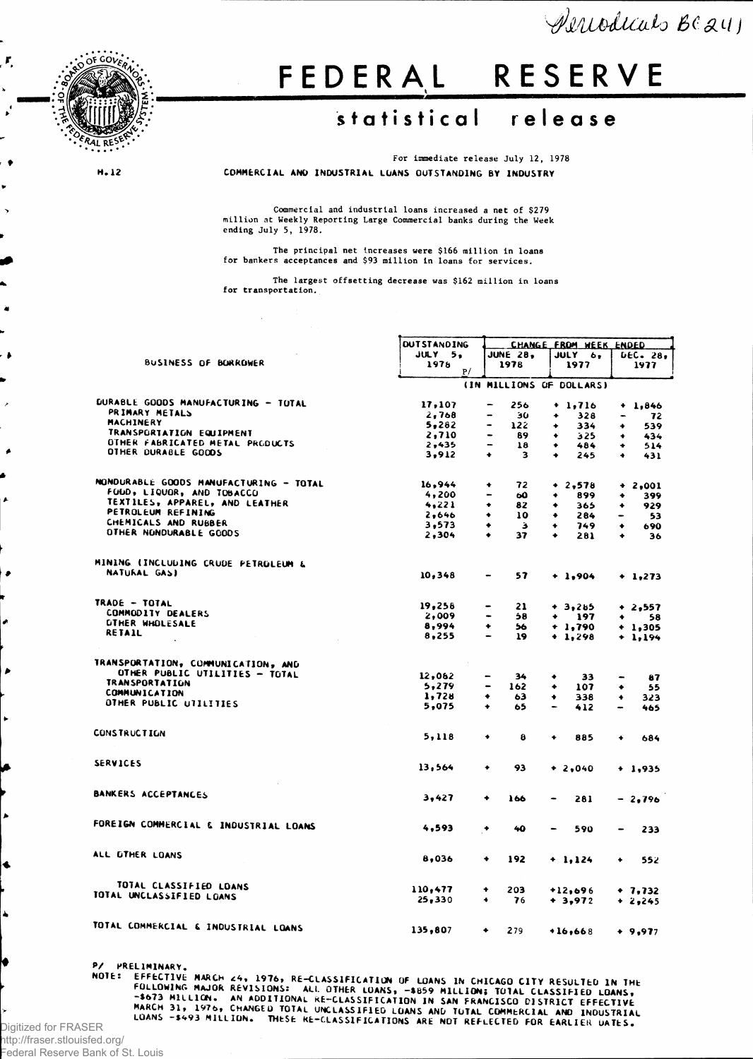Periodicals BC 241

# FEDERAL RESERVE

## statistical release

For immediate release July 12, 1978

H.12

**COMMERCIAL AND INDUSTRIAL LOANS OUTSTANDING BY INDUSTRY**

Commercial and industrial loans increased a net of $279 million at Weekly Reporting Large Commercial banks during the Week ending July 5, 1978.

The principal net increases were $166 million in loans for bankers acceptances and $93 million in loans for services.

The largest offsetting decrease was $162 million in loans for transportation.

| BUSINESS OF BORROWER | OUTSTANDING JULY 5, 1978 P/ | CHANGE FROM WEEK ENDED JUNE 28, 1978 | JULY 6, 1977 | DEC. 28, 1977 |
|---|---|---|---|---|
| | (IN MILLIONS OF DOLLARS) | | | |
| DURABLE GOODS MANUFACTURING - TOTAL | 17,107 | - 256 | + 1,716 | + 1,846 |
| PRIMARY METALS | 2,768 | - 30 | + 328 | - 72 |
| MACHINERY | 5,282 | - 122 | + 334 | + 539 |
| TRANSPORTATION EQUIPMENT | 2,710 | - 89 | + 325 | + 434 |
| OTHER FABRICATED METAL PRODUCTS | 2,435 | - 18 | + 484 | + 514 |
| OTHER DURABLE GOODS | 3,912 | + 3 | + 245 | + 431 |
| NONDURABLE GOODS MANUFACTURING - TOTAL | 16,944 | + 72 | + 2,578 | + 2,001 |
| FOOD, LIQUOR, AND TOBACCO | 4,200 | - 60 | + 899 | + 399 |
| TEXTILES, APPAREL, AND LEATHER | 4,221 | + 82 | + 365 | + 929 |
| PETROLEUM REFINING | 2,646 | + 10 | + 284 | - 53 |
| CHEMICALS AND RUBBER | 3,573 | + 3 | + 749 | + 690 |
| OTHER NONDURABLE GOODS | 2,304 | + 37 | + 281 | + 36 |
| MINING (INCLUDING CRUDE PETROLEUM & NATURAL GAS) | 10,348 | - 57 | + 1,904 | + 1,273 |
| TRADE - TOTAL | 19,258 | - 21 | + 3,285 | + 2,557 |
| COMMODITY DEALERS | 2,009 | - 58 | + 197 | - 58 |
| OTHER WHOLESALE | 8,994 | + 56 | + 1,790 | + 1,305 |
| RETAIL | 8,255 | - 19 | + 1,298 | + 1,194 |
| TRANSPORTATION, COMMUNICATION, AND OTHER PUBLIC UTILITIES - TOTAL | 12,082 | - 34 | + 33 | - 87 |
| TRANSPORTATION | 5,279 | - 162 | + 107 | + 55 |
| COMMUNICATION | 1,728 | + 63 | + 338 | + 323 |
| OTHER PUBLIC UTILITIES | 5,075 | + 65 | - 412 | - 465 |
| CONSTRUCTION | 5,118 | + 8 | + 885 | + 684 |
| SERVICES | 13,564 | + 93 | + 2,040 | + 1,935 |
| BANKERS ACCEPTANCES | 3,427 | + 166 | - 281 | - 2,796 |
| FOREIGN COMMERCIAL & INDUSTRIAL LOANS | 4,593 | + 40 | - 590 | - 233 |
| ALL OTHER LOANS | 8,036 | + 192 | + 1,124 | + 552 |
| TOTAL CLASSIFIED LOANS | 110,477 | + 203 | +12,696 | + 7,732 |
| TOTAL UNCLASSIFIED LOANS | 25,330 | + 76 | + 3,972 | + 2,245 |
| TOTAL COMMERCIAL & INDUSTRIAL LOANS | 135,807 | + 279 | +16,668 | + 9,977 |

P/ PRELIMINARY.

NOTE: EFFECTIVE MARCH 24, 1976, RE-CLASSIFICATION OF LOANS IN CHICAGO CITY RESULTED IN THE FOLLOWING MAJOR REVISIONS: ALL OTHER LOANS, -$859 MILLION; TOTAL CLASSIFIED LOANS, -$673 MILLION. AN ADDITIONAL RE-CLASSIFICATION IN SAN FRANCISCO DISTRICT EFFECTIVE MARCH 31, 1976, CHANGED TOTAL UNCLASSIFIED LOANS AND TOTAL COMMERCIAL AND INDUSTRIAL LOANS -$493 MILLION. THESE RE-CLASSIFICATIONS ARE NOT REFLECTED FOR EARLIER DATES.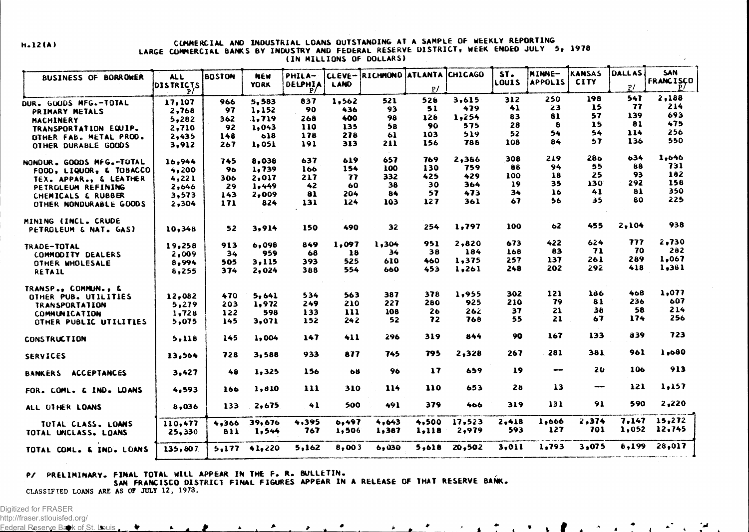H.12(A)

# COMMERCIAL AND INDUSTRIAL LOANS OUTSTANDING AT A SAMPLE OF WEEKLY REPORTING LARGE COMMERCIAL BANKS BY INDUSTRY AND FEDERAL RESERVE DISTRICT, WEEK ENDED JULY 5, 1978

(IN MILLIONS OF DOLLARS)

| BUSINESS OF BORROWER | ALL DISTRICTS P/ | BOSTON | NEW YORK | PHILA-DELPHIA P/ | CLEVE-LAND | RICHMOND | ATLANTA P/ | CHICAGO | ST. LOUIS | MINNE-APOLIS | KANSAS CITY | DALLAS P/ | SAN FRANCISCO P/ |
|---|---|---|---|---|---|---|---|---|---|---|---|---|---|
| DUR. GOODS MFG.-TOTAL | 17,107 | 966 | 5,583 | 837 | 1,562 | 521 | 528 | 3,615 | 312 | 250 | 198 | 547 | 2,188 |
| PRIMARY METALS | 2,768 | 97 | 1,152 | 90 | 436 | 93 | 51 | 479 | 41 | 23 | 15 | 77 | 214 |
| MACHINERY | 5,282 | 362 | 1,719 | 268 | 400 | 98 | 128 | 1,254 | 83 | 81 | 57 | 139 | 693 |
| TRANSPORTATION EQUIP. | 2,710 | 92 | 1,043 | 110 | 135 | 58 | 90 | 575 | 28 | 8 | 15 | 81 | 475 |
| OTHER FAB. METAL PROD. | 2,435 | 148 | 618 | 178 | 278 | 61 | 103 | 519 | 52 | 54 | 54 | 114 | 256 |
| OTHER DURABLE GOODS | 3,912 | 267 | 1,051 | 191 | 313 | 211 | 156 | 788 | 108 | 84 | 57 | 136 | 550 |
| NONDUR. GOODS MFG.-TOTAL | 16,944 | 745 | 8,038 | 637 | 619 | 657 | 769 | 2,386 | 308 | 219 | 286 | 634 | 1,646 |
| FOOD, LIQUOR, & TOBACCO | 4,200 | 96 | 1,739 | 166 | 154 | 100 | 130 | 759 | 86 | 94 | 55 | 88 | 731 |
| TEX. APPAR., & LEATHER | 4,221 | 306 | 2,017 | 217 | 77 | 332 | 425 | 429 | 100 | 18 | 25 | 93 | 182 |
| PETROLEUM REFINING | 2,646 | 29 | 1,449 | 42 | 60 | 38 | 30 | 364 | 19 | 35 | 130 | 292 | 158 |
| CHEMICALS & RUBBER | 3,573 | 143 | 2,009 | 81 | 204 | 84 | 57 | 473 | 34 | 16 | 41 | 81 | 350 |
| OTHER NONDURABLE GOODS | 2,304 | 171 | 824 | 131 | 124 | 103 | 127 | 361 | 67 | 56 | 35 | 80 | 225 |
| MINING (INCL. CRUDE PETROLEUM & NAT. GAS) | 10,348 | 52 | 3,914 | 150 | 490 | 32 | 254 | 1,797 | 100 | 62 | 455 | 2,104 | 938 |
| TRADE-TOTAL | 19,258 | 913 | 6,098 | 849 | 1,097 | 1,304 | 951 | 2,820 | 673 | 422 | 624 | 777 | 2,730 |
| COMMODITY DEALERS | 2,009 | 34 | 959 | 68 | 18 | 34 | 38 | 184 | 168 | 83 | 71 | 70 | 282 |
| OTHER WHOLESALE | 8,994 | 505 | 3,115 | 393 | 525 | 610 | 460 | 1,375 | 257 | 137 | 261 | 289 | 1,067 |
| RETAIL | 8,255 | 374 | 2,024 | 388 | 554 | 660 | 453 | 1,261 | 248 | 202 | 292 | 418 | 1,381 |
| TRANSP., COMMUN., & OTHER PUB. UTILITIES | 12,082 | 470 | 5,641 | 534 | 563 | 387 | 378 | 1,955 | 302 | 121 | 186 | 468 | 1,077 |
| TRANSPORTATION | 5,279 | 203 | 1,972 | 249 | 210 | 227 | 280 | 925 | 210 | 79 | 81 | 236 | 607 |
| COMMUNICATION | 1,728 | 122 | 598 | 133 | 111 | 108 | 26 | 262 | 37 | 21 | 38 | 58 | 214 |
| OTHER PUBLIC UTILITIES | 5,075 | 145 | 3,071 | 152 | 242 | 52 | 72 | 768 | 55 | 21 | 67 | 174 | 256 |
| CONSTRUCTION | 5,118 | 145 | 1,004 | 147 | 411 | 296 | 319 | 844 | 90 | 167 | 133 | 839 | 723 |
| SERVICES | 13,564 | 728 | 3,588 | 933 | 877 | 745 | 795 | 2,328 | 267 | 281 | 381 | 961 | 1,680 |
| BANKERS ACCEPTANCES | 3,427 | 48 | 1,325 | 156 | 68 | 96 | 17 | 659 | 19 | -- | 20 | 106 | 913 |
| FOR. COML. & IND. LOANS | 4,593 | 166 | 1,810 | 111 | 310 | 114 | 110 | 653 | 28 | 13 | -- | 121 | 1,157 |
| ALL OTHER LOANS | 8,036 | 133 | 2,675 | 41 | 500 | 491 | 379 | 466 | 319 | 131 | 91 | 590 | 2,220 |
| TOTAL CLASS. LOANS | 110,477 | 4,366 | 39,676 | 4,395 | 6,497 | 4,643 | 4,500 | 17,523 | 2,418 | 1,666 | 2,374 | 7,147 | 15,272 |
| TOTAL UNCLASS. LOANS | 25,330 | 811 | 1,544 | 767 | 1,506 | 1,387 | 1,118 | 2,979 | 593 | 127 | 701 | 1,052 | 12,745 |
| TOTAL COML. & IND. LOANS | 135,807 | 5,177 | 41,220 | 5,162 | 8,003 | 6,030 | 5,618 | 20,502 | 3,011 | 1,793 | 3,075 | 8,199 | 28,017 |

P/ PRELIMINARY. FINAL TOTAL WILL APPEAR IN THE F. R. BULLETIN. SAN FRANCISCO DISTRICT FINAL FIGURES APPEAR IN A RELEASE OF THAT RESERVE BANK.

CLASSIFIED LOANS ARE AS OF JULY 12, 1978.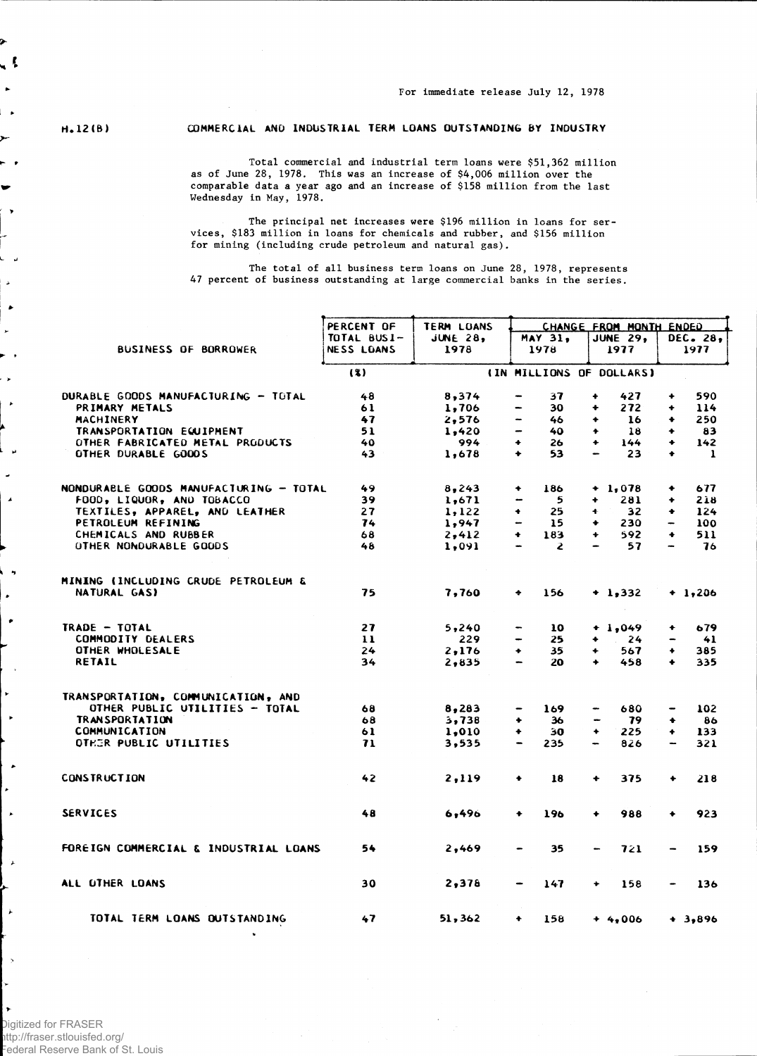For immediate release July 12, 1978

H.12(B)

# COMMERCIAL AND INDUSTRIAL TERM LOANS OUTSTANDING BY INDUSTRY

Total commercial and industrial term loans were $51,362 million as of June 28, 1978. This was an increase of $4,006 million over the comparable data a year ago and an increase of $158 million from the last Wednesday in May, 1978.

The principal net increases were $196 million in loans for services, $183 million in loans for chemicals and rubber, and $156 million for mining (including crude petroleum and natural gas).

The total of all business term loans on June 28, 1978, represents 47 percent of business outstanding at large commercial banks in the series.

| BUSINESS OF BORROWER | PERCENT OF TOTAL BUSINESS LOANS | TERM LOANS JUNE 28, 1978 | CHANGE FROM MONTH ENDED MAY 31, 1978 | JUNE 29, 1977 | DEC. 28, 1977 |
|---|---|---|---|---|---|
| | (%) | (IN MILLIONS OF DOLLARS) | | | |
| DURABLE GOODS MANUFACTURING - TOTAL | 48 | 8,374 | - 37 | + 427 | + 590 |
| PRIMARY METALS | 61 | 1,706 | - 30 | + 272 | + 114 |
| MACHINERY | 47 | 2,576 | - 46 | + 16 | + 250 |
| TRANSPORTATION EQUIPMENT | 51 | 1,420 | - 40 | + 18 | + 83 |
| OTHER FABRICATED METAL PRODUCTS | 40 | 994 | + 26 | + 144 | + 142 |
| OTHER DURABLE GOODS | 43 | 1,678 | + 53 | - 23 | + 1 |
| NONDURABLE GOODS MANUFACTURING - TOTAL | 49 | 8,243 | + 186 | + 1,078 | + 677 |
| FOOD, LIQUOR, AND TOBACCO | 39 | 1,671 | - 5 | + 281 | + 218 |
| TEXTILES, APPAREL, AND LEATHER | 27 | 1,122 | + 25 | + 32 | + 124 |
| PETROLEUM REFINING | 74 | 1,947 | - 15 | + 230 | - 100 |
| CHEMICALS AND RUBBER | 68 | 2,412 | + 183 | + 592 | + 511 |
| OTHER NONDURABLE GOODS | 48 | 1,091 | - 2 | - 57 | - 76 |
| MINING (INCLUDING CRUDE PETROLEUM & NATURAL GAS) | 75 | 7,760 | + 156 | + 1,332 | + 1,206 |
| TRADE - TOTAL | 27 | 5,240 | - 10 | + 1,049 | + 679 |
| COMMODITY DEALERS | 11 | 229 | - 25 | + 24 | - 41 |
| OTHER WHOLESALE | 24 | 2,176 | + 35 | + 567 | + 385 |
| RETAIL | 34 | 2,835 | - 20 | + 458 | + 335 |
| TRANSPORTATION, COMMUNICATION, AND OTHER PUBLIC UTILITIES - TOTAL | 68 | 8,283 | - 169 | - 680 | - 102 |
| TRANSPORTATION | 68 | 3,738 | + 36 | - 79 | + 86 |
| COMMUNICATION | 61 | 1,010 | + 30 | + 225 | + 133 |
| OTHER PUBLIC UTILITIES | 71 | 3,535 | - 235 | - 826 | - 321 |
| CONSTRUCTION | 42 | 2,119 | + 18 | + 375 | + 218 |
| SERVICES | 48 | 6,496 | + 196 | + 988 | + 923 |
| FOREIGN COMMERCIAL & INDUSTRIAL LOANS | 54 | 2,469 | - 35 | - 721 | - 159 |
| ALL OTHER LOANS | 30 | 2,378 | - 147 | + 158 | - 136 |
| TOTAL TERM LOANS OUTSTANDING | 47 | 51,362 | + 158 | + 4,006 | + 3,896 |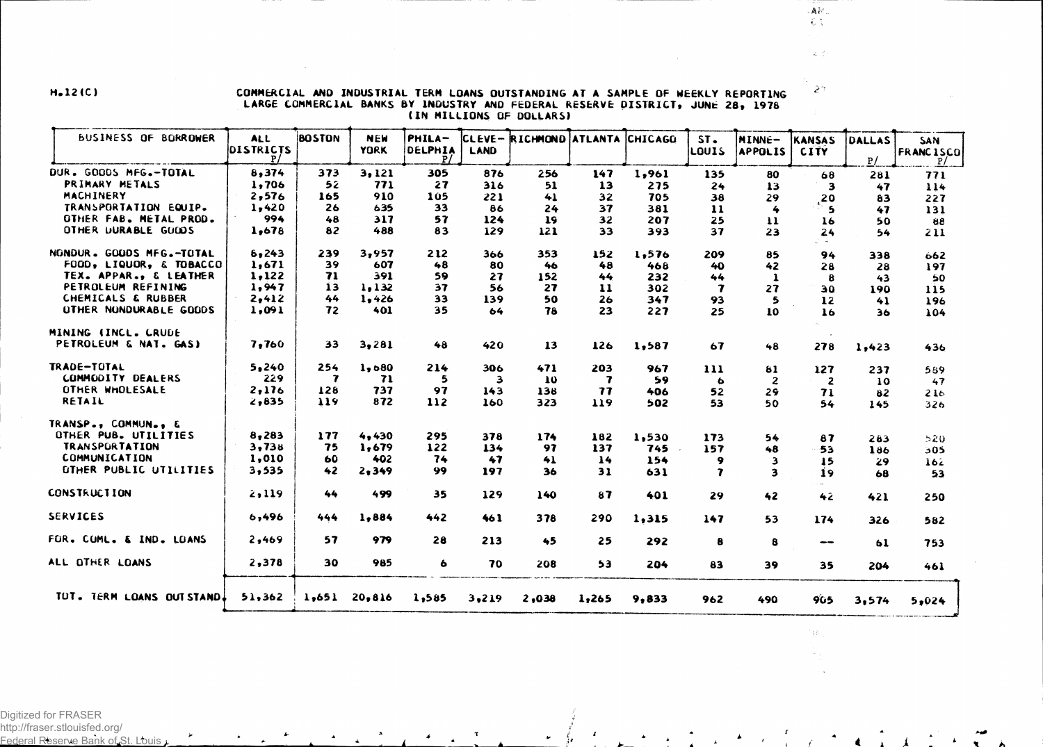H.12(C)

# COMMERCIAL AND INDUSTRIAL TERM LOANS OUTSTANDING AT A SAMPLE OF WEEKLY REPORTING LARGE COMMERCIAL BANKS BY INDUSTRY AND FEDERAL RESERVE DISTRICT, JUNE 28, 1978 (IN MILLIONS OF DOLLARS)

| BUSINESS OF BORROWER | ALL DISTRICTS P/ | BOSTON | NEW YORK | PHILA-DELPHIA P/ | CLEVE-LAND | RICHMOND | ATLANTA | CHICAGO | ST. LOUIS | MINNE-APOLIS | KANSAS CITY | DALLAS P/ | SAN FRANCISCO P/ |
|---|---|---|---|---|---|---|---|---|---|---|---|---|---|
| DUR. GOODS MFG.-TOTAL | 8,374 | 373 | 3,121 | 305 | 876 | 256 | 147 | 1,961 | 135 | 80 | 68 | 281 | 771 |
| PRIMARY METALS | 1,706 | 52 | 771 | 27 | 316 | 51 | 13 | 275 | 24 | 13 | 3 | 47 | 114 |
| MACHINERY | 2,576 | 165 | 910 | 105 | 221 | 41 | 32 | 705 | 38 | 29 | 20 | 83 | 227 |
| TRANSPORTATION EQUIP. | 1,420 | 26 | 635 | 33 | 86 | 24 | 37 | 381 | 11 | 4 | 5 | 47 | 131 |
| OTHER FAB. METAL PROD. | 994 | 48 | 317 | 57 | 124 | 19 | 32 | 207 | 25 | 11 | 16 | 50 | 88 |
| OTHER DURABLE GOODS | 1,678 | 82 | 488 | 83 | 129 | 121 | 33 | 393 | 37 | 23 | 24 | 54 | 211 |
| NONDUR. GOODS MFG.-TOTAL | 6,243 | 239 | 3,957 | 212 | 366 | 353 | 152 | 1,576 | 209 | 85 | 94 | 338 | 662 |
| FOOD, LIQUOR, & TOBACCO | 1,671 | 39 | 607 | 48 | 80 | 46 | 48 | 468 | 40 | 42 | 28 | 28 | 197 |
| TEX. APPAR., & LEATHER | 1,122 | 71 | 391 | 59 | 27 | 152 | 44 | 232 | 44 | 1 | 8 | 43 | 50 |
| PETROLEUM REFINING | 1,947 | 13 | 1,132 | 37 | 56 | 27 | 11 | 302 | 7 | 27 | 30 | 190 | 115 |
| CHEMICALS & RUBBER | 2,412 | 44 | 1,426 | 33 | 139 | 50 | 26 | 347 | 93 | 5 | 12 | 41 | 196 |
| OTHER NONDURABLE GOODS | 1,091 | 72 | 401 | 35 | 64 | 78 | 23 | 227 | 25 | 10 | 16 | 36 | 104 |
| MINING (INCL. CRUDE PETROLEUM & NAT. GAS) | 7,760 | 33 | 3,281 | 48 | 420 | 13 | 126 | 1,587 | 67 | 48 | 278 | 1,423 | 436 |
| TRADE-TOTAL | 5,240 | 254 | 1,680 | 214 | 306 | 471 | 203 | 967 | 111 | 81 | 127 | 237 | 589 |
| COMMODITY DEALERS | 229 | 7 | 71 | 5 | 3 | 10 | 7 | 59 | 6 | 2 | 2 | 10 | 47 |
| OTHER WHOLESALE | 2,176 | 128 | 737 | 97 | 143 | 138 | 77 | 406 | 52 | 29 | 71 | 82 | 216 |
| RETAIL | 2,835 | 119 | 872 | 112 | 160 | 323 | 119 | 502 | 53 | 50 | 54 | 145 | 326 |
| TRANSP., COMMUN., & OTHER PUB. UTILITIES | 8,283 | 177 | 4,430 | 295 | 378 | 174 | 182 | 1,530 | 173 | 54 | 87 | 283 | 520 |
| TRANSPORTATION | 3,738 | 75 | 1,679 | 122 | 134 | 97 | 137 | 745 | 157 | 48 | 53 | 186 | 305 |
| COMMUNICATION | 1,010 | 60 | 402 | 74 | 47 | 41 | 14 | 154 | 9 | 3 | 15 | 29 | 162 |
| OTHER PUBLIC UTILITIES | 3,535 | 42 | 2,349 | 99 | 197 | 36 | 31 | 631 | 7 | 3 | 19 | 68 | 53 |
| CONSTRUCTION | 2,119 | 44 | 499 | 35 | 129 | 140 | 87 | 401 | 29 | 42 | 42 | 421 | 250 |
| SERVICES | 6,496 | 444 | 1,884 | 442 | 461 | 378 | 290 | 1,315 | 147 | 53 | 174 | 326 | 582 |
| FOR. COML. & IND. LOANS | 2,469 | 57 | 979 | 28 | 213 | 45 | 25 | 292 | 8 | 8 | -- | 61 | 753 |
| ALL OTHER LOANS | 2,378 | 30 | 985 | 6 | 70 | 208 | 53 | 204 | 83 | 39 | 35 | 204 | 461 |
| TOT. TERM LOANS OUTSTAND. | 51,362 | 1,651 | 20,816 | 1,585 | 3,219 | 2,038 | 1,265 | 9,833 | 962 | 490 | 905 | 3,574 | 5,024 |